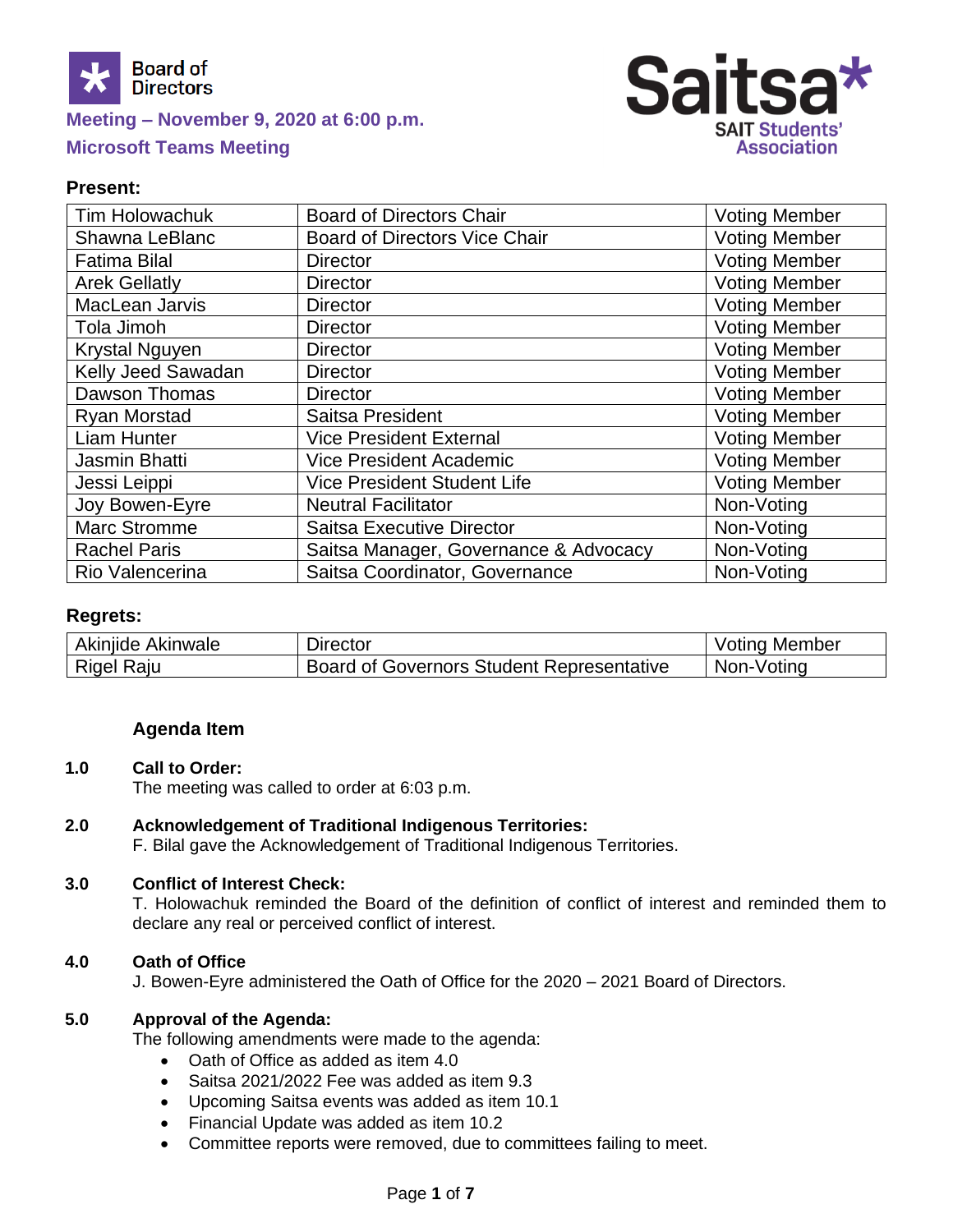Board of Directors

**Meeting – November 9, 2020 at 6:00 p.m.**

**Microsoft Teams Meeting**

Saitsa* SAIT Students' Association

### Present:

| | | |
|---|---|---|
| Tim Holowachuk | Board of Directors Chair | Voting Member |
| Shawna LeBlanc | Board of Directors Vice Chair | Voting Member |
| Fatima Bilal | Director | Voting Member |
| Arek Gellatly | Director | Voting Member |
| MacLean Jarvis | Director | Voting Member |
| Tola Jimoh | Director | Voting Member |
| Krystal Nguyen | Director | Voting Member |
| Kelly Jeed Sawadan | Director | Voting Member |
| Dawson Thomas | Director | Voting Member |
| Ryan Morstad | Saitsa President | Voting Member |
| Liam Hunter | Vice President External | Voting Member |
| Jasmin Bhatti | Vice President Academic | Voting Member |
| Jessi Leippi | Vice President Student Life | Voting Member |
| Joy Bowen-Eyre | Neutral Facilitator | Non-Voting |
| Marc Stromme | Saitsa Executive Director | Non-Voting |
| Rachel Paris | Saitsa Manager, Governance & Advocacy | Non-Voting |
| Rio Valencerina | Saitsa Coordinator, Governance | Non-Voting |

### Regrets:

| | | |
|---|---|---|
| Akinjide Akinwale | Director | Voting Member |
| Rigel Raju | Board of Governors Student Representative | Non-Voting |

**Agenda Item**

**1.0 Call to Order:**
The meeting was called to order at 6:03 p.m.

**2.0 Acknowledgement of Traditional Indigenous Territories:**
F. Bilal gave the Acknowledgement of Traditional Indigenous Territories.

**3.0 Conflict of Interest Check:**
T. Holowachuk reminded the Board of the definition of conflict of interest and reminded them to declare any real or perceived conflict of interest.

**4.0 Oath of Office**
J. Bowen-Eyre administered the Oath of Office for the 2020 – 2021 Board of Directors.

**5.0 Approval of the Agenda:**
The following amendments were made to the agenda:

- Oath of Office as added as item 4.0
- Saitsa 2021/2022 Fee was added as item 9.3
- Upcoming Saitsa events was added as item 10.1
- Financial Update was added as item 10.2
- Committee reports were removed, due to committees failing to meet.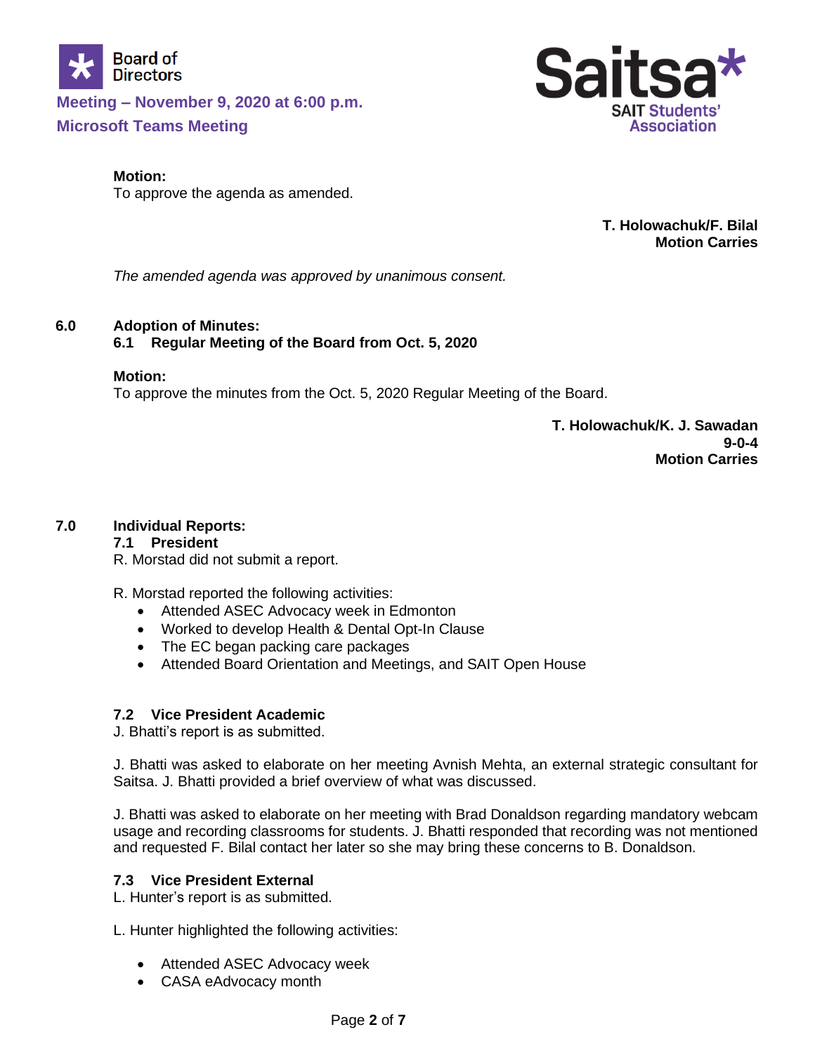**Motion:**
To approve the agenda as amended.

**T. Holowachuk/F. Bilal**
**Motion Carries**

*The amended agenda was approved by unanimous consent.*

## 6.0 Adoption of Minutes:

### 6.1 Regular Meeting of the Board from Oct. 5, 2020

**Motion:**
To approve the minutes from the Oct. 5, 2020 Regular Meeting of the Board.

**T. Holowachuk/K. J. Sawadan**
**9-0-4**
**Motion Carries**

## 7.0 Individual Reports:

### 7.1 President

R. Morstad did not submit a report.

R. Morstad reported the following activities:

- Attended ASEC Advocacy week in Edmonton
- Worked to develop Health & Dental Opt-In Clause
- The EC began packing care packages
- Attended Board Orientation and Meetings, and SAIT Open House

### 7.2 Vice President Academic

J. Bhatti's report is as submitted.

J. Bhatti was asked to elaborate on her meeting Avnish Mehta, an external strategic consultant for Saitsa. J. Bhatti provided a brief overview of what was discussed.

J. Bhatti was asked to elaborate on her meeting with Brad Donaldson regarding mandatory webcam usage and recording classrooms for students. J. Bhatti responded that recording was not mentioned and requested F. Bilal contact her later so she may bring these concerns to B. Donaldson.

### 7.3 Vice President External

L. Hunter's report is as submitted.

L. Hunter highlighted the following activities:

- Attended ASEC Advocacy week
- CASA eAdvocacy month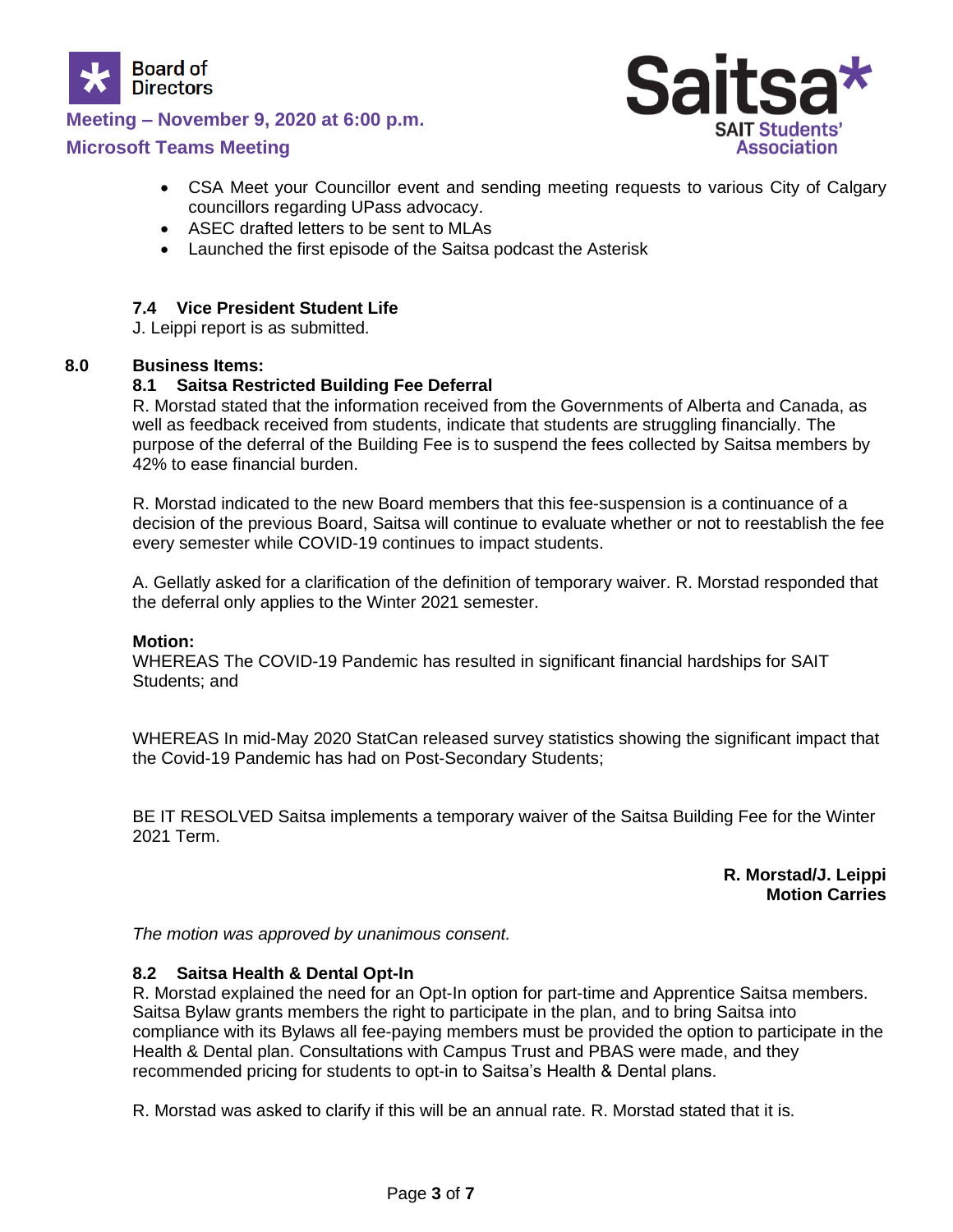- CSA Meet your Councillor event and sending meeting requests to various City of Calgary councillors regarding UPass advocacy.
- ASEC drafted letters to be sent to MLAs
- Launched the first episode of the Saitsa podcast the Asterisk

### 7.4 Vice President Student Life

J. Leippi report is as submitted.

## 8.0 Business Items:

### 8.1 Saitsa Restricted Building Fee Deferral

R. Morstad stated that the information received from the Governments of Alberta and Canada, as well as feedback received from students, indicate that students are struggling financially. The purpose of the deferral of the Building Fee is to suspend the fees collected by Saitsa members by 42% to ease financial burden.

R. Morstad indicated to the new Board members that this fee-suspension is a continuance of a decision of the previous Board, Saitsa will continue to evaluate whether or not to reestablish the fee every semester while COVID-19 continues to impact students.

A. Gellatly asked for a clarification of the definition of temporary waiver. R. Morstad responded that the deferral only applies to the Winter 2021 semester.

**Motion:**

WHEREAS The COVID-19 Pandemic has resulted in significant financial hardships for SAIT Students; and

WHEREAS In mid-May 2020 StatCan released survey statistics showing the significant impact that the Covid-19 Pandemic has had on Post-Secondary Students;

BE IT RESOLVED Saitsa implements a temporary waiver of the Saitsa Building Fee for the Winter 2021 Term.

**R. Morstad/J. Leippi**
**Motion Carries**

*The motion was approved by unanimous consent.*

### 8.2 Saitsa Health & Dental Opt-In

R. Morstad explained the need for an Opt-In option for part-time and Apprentice Saitsa members. Saitsa Bylaw grants members the right to participate in the plan, and to bring Saitsa into compliance with its Bylaws all fee-paying members must be provided the option to participate in the Health & Dental plan. Consultations with Campus Trust and PBAS were made, and they recommended pricing for students to opt-in to Saitsa's Health & Dental plans.

R. Morstad was asked to clarify if this will be an annual rate. R. Morstad stated that it is.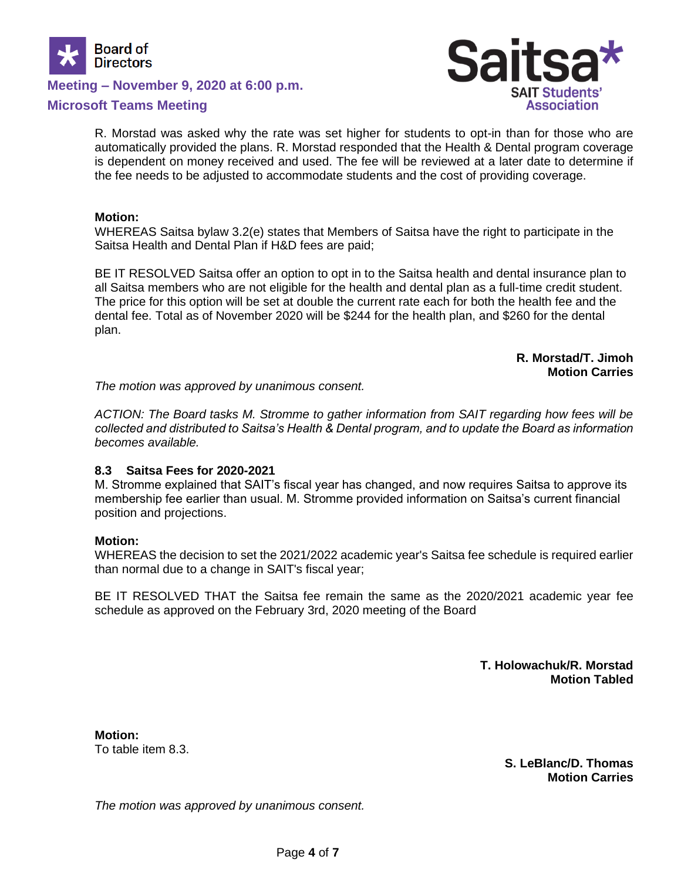R. Morstad was asked why the rate was set higher for students to opt-in than for those who are automatically provided the plans. R. Morstad responded that the Health & Dental program coverage is dependent on money received and used. The fee will be reviewed at a later date to determine if the fee needs to be adjusted to accommodate students and the cost of providing coverage.

**Motion:**
WHEREAS Saitsa bylaw 3.2(e) states that Members of Saitsa have the right to participate in the Saitsa Health and Dental Plan if H&D fees are paid;

BE IT RESOLVED Saitsa offer an option to opt in to the Saitsa health and dental insurance plan to all Saitsa members who are not eligible for the health and dental plan as a full-time credit student. The price for this option will be set at double the current rate each for both the health fee and the dental fee. Total as of November 2020 will be $244 for the health plan, and $260 for the dental plan.

**R. Morstad/T. Jimoh**
**Motion Carries**

*The motion was approved by unanimous consent.*

*ACTION: The Board tasks M. Stromme to gather information from SAIT regarding how fees will be collected and distributed to Saitsa's Health & Dental program, and to update the Board as information becomes available.*

### 8.3 Saitsa Fees for 2020-2021

M. Stromme explained that SAIT's fiscal year has changed, and now requires Saitsa to approve its membership fee earlier than usual. M. Stromme provided information on Saitsa's current financial position and projections.

**Motion:**
WHEREAS the decision to set the 2021/2022 academic year's Saitsa fee schedule is required earlier than normal due to a change in SAIT's fiscal year;

BE IT RESOLVED THAT the Saitsa fee remain the same as the 2020/2021 academic year fee schedule as approved on the February 3rd, 2020 meeting of the Board

**T. Holowachuk/R. Morstad**
**Motion Tabled**

**Motion:**
To table item 8.3.

**S. LeBlanc/D. Thomas**
**Motion Carries**

*The motion was approved by unanimous consent.*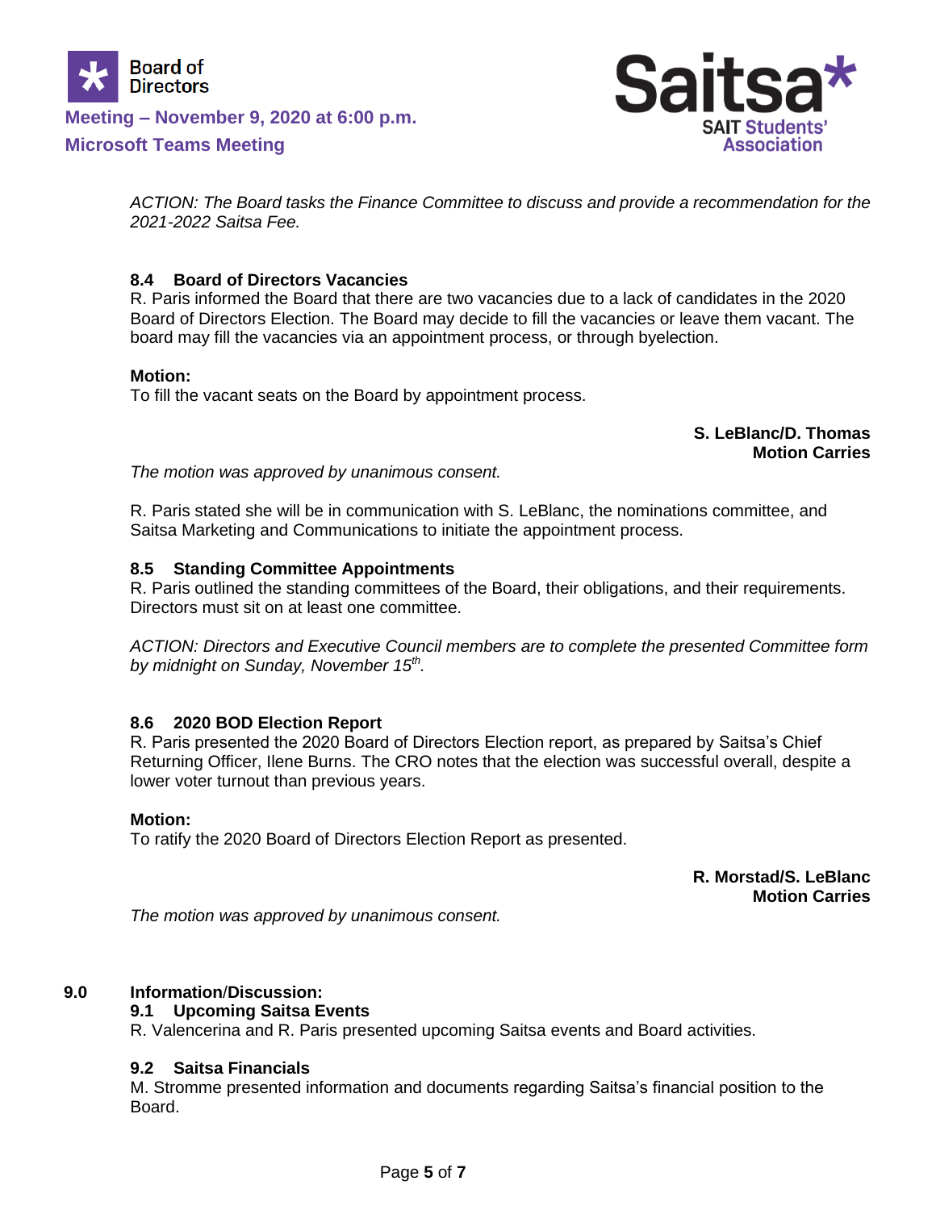*ACTION: The Board tasks the Finance Committee to discuss and provide a recommendation for the 2021-2022 Saitsa Fee.*

### 8.4 Board of Directors Vacancies

R. Paris informed the Board that there are two vacancies due to a lack of candidates in the 2020 Board of Directors Election. The Board may decide to fill the vacancies or leave them vacant. The board may fill the vacancies via an appointment process, or through byelection.

**Motion:**
To fill the vacant seats on the Board by appointment process.

**S. LeBlanc/D. Thomas**
**Motion Carries**

*The motion was approved by unanimous consent.*

R. Paris stated she will be in communication with S. LeBlanc, the nominations committee, and Saitsa Marketing and Communications to initiate the appointment process.

### 8.5 Standing Committee Appointments

R. Paris outlined the standing committees of the Board, their obligations, and their requirements. Directors must sit on at least one committee.

*ACTION: Directors and Executive Council members are to complete the presented Committee form by midnight on Sunday, November 15th.*

### 8.6 2020 BOD Election Report

R. Paris presented the 2020 Board of Directors Election report, as prepared by Saitsa's Chief Returning Officer, Ilene Burns. The CRO notes that the election was successful overall, despite a lower voter turnout than previous years.

**Motion:**
To ratify the 2020 Board of Directors Election Report as presented.

**R. Morstad/S. LeBlanc**
**Motion Carries**

*The motion was approved by unanimous consent.*

## 9.0 Information/Discussion:

### 9.1 Upcoming Saitsa Events

R. Valencerina and R. Paris presented upcoming Saitsa events and Board activities.

### 9.2 Saitsa Financials

M. Stromme presented information and documents regarding Saitsa's financial position to the Board.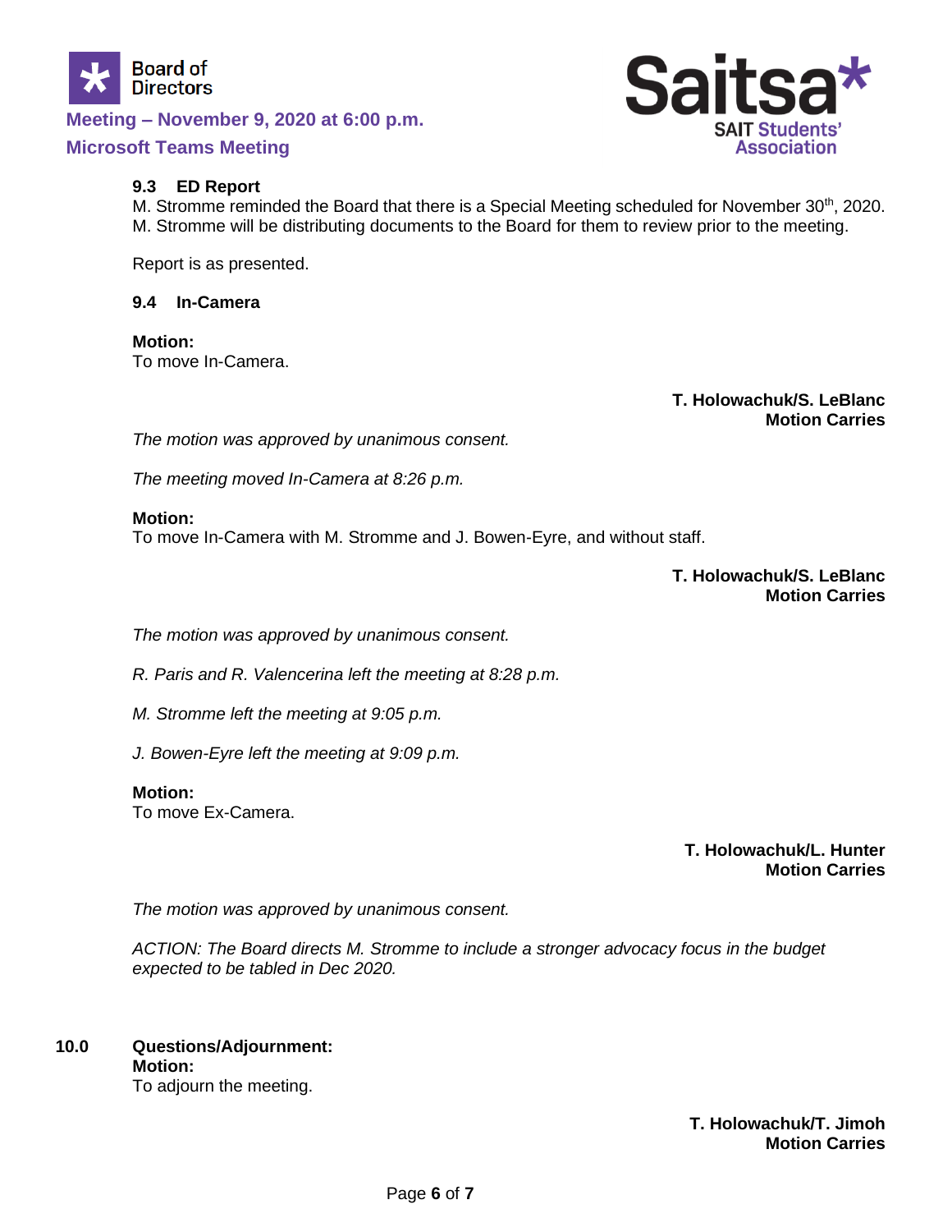### 9.3 ED Report

M. Stromme reminded the Board that there is a Special Meeting scheduled for November 30th, 2020. M. Stromme will be distributing documents to the Board for them to review prior to the meeting.

Report is as presented.

### 9.4 In-Camera

**Motion:**
To move In-Camera.

**T. Holowachuk/S. LeBlanc**
**Motion Carries**

*The motion was approved by unanimous consent.*

*The meeting moved In-Camera at 8:26 p.m.*

**Motion:**
To move In-Camera with M. Stromme and J. Bowen-Eyre, and without staff.

**T. Holowachuk/S. LeBlanc**
**Motion Carries**

*The motion was approved by unanimous consent.*

*R. Paris and R. Valencerina left the meeting at 8:28 p.m.*

*M. Stromme left the meeting at 9:05 p.m.*

*J. Bowen-Eyre left the meeting at 9:09 p.m.*

**Motion:**
To move Ex-Camera.

**T. Holowachuk/L. Hunter**
**Motion Carries**

*The motion was approved by unanimous consent.*

*ACTION: The Board directs M. Stromme to include a stronger advocacy focus in the budget expected to be tabled in Dec 2020.*

## 10.0 Questions/Adjournment:

**Motion:**
To adjourn the meeting.

**T. Holowachuk/T. Jimoh**
**Motion Carries**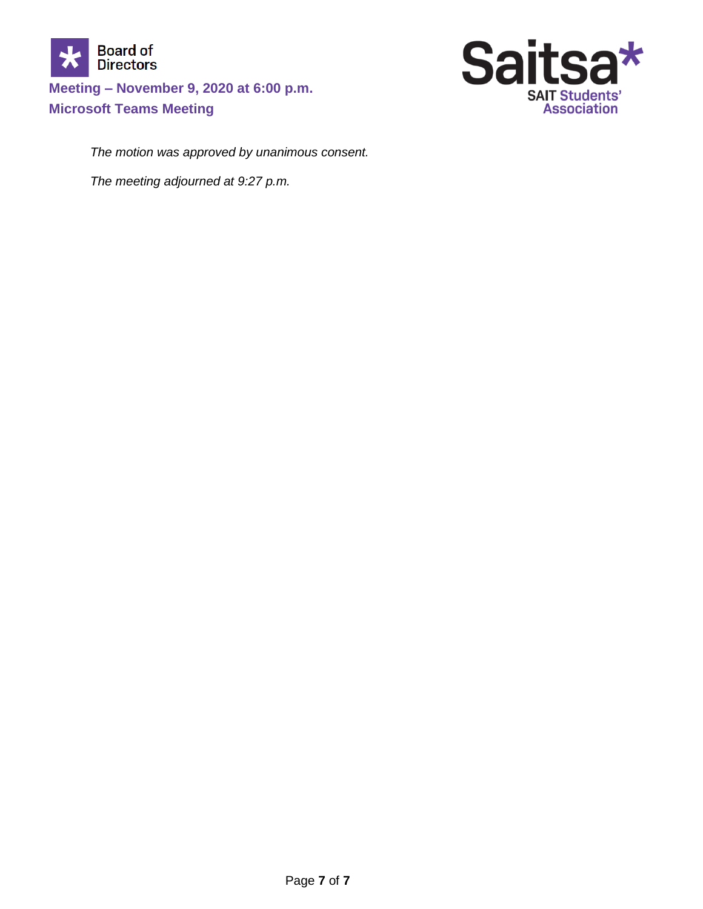*The motion was approved by unanimous consent.*

*The meeting adjourned at 9:27 p.m.*